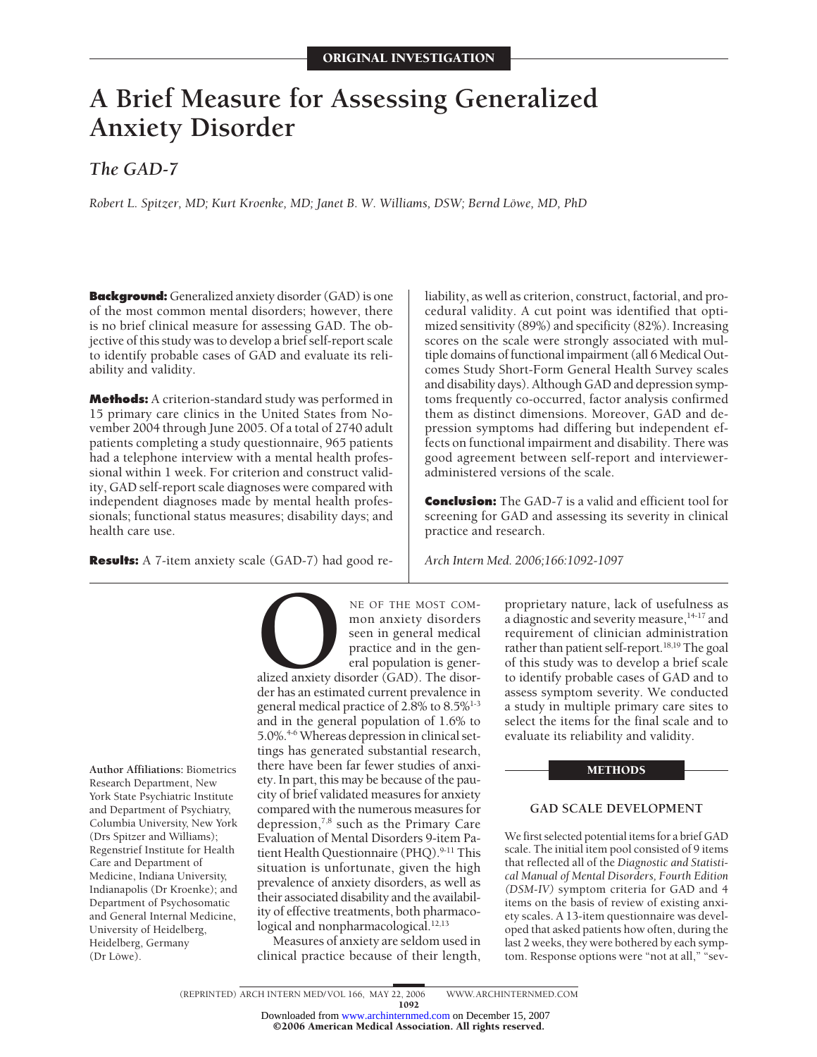ORIGINAL INVESTIGATION

# A Brief Measure for Assessing Generalized Anxiety Disorder

## The GAD-7

*Robert L. Spitzer, MD; Kurt Kroenke, MD; Janet B. W. Williams, DSW; Bernd Löwe, MD, PhD*

**Background:** Generalized anxiety disorder (GAD) is one of the most common mental disorders; however, there is no brief clinical measure for assessing GAD. The objective of this study was to develop a brief self-report scale to identify probable cases of GAD and evaluate its reliability and validity.

**Methods:** A criterion-standard study was performed in 15 primary care clinics in the United States from November 2004 through June 2005. Of a total of 2740 adult patients completing a study questionnaire, 965 patients had a telephone interview with a mental health professional within 1 week. For criterion and construct validity, GAD self-report scale diagnoses were compared with independent diagnoses made by mental health professionals; functional status measures; disability days; and health care use.

**Results:** A 7-item anxiety scale (GAD-7) had good reliability, as well as criterion, construct, factorial, and procedural validity. A cut point was identified that optimized sensitivity (89%) and specificity (82%). Increasing scores on the scale were strongly associated with multiple domains of functional impairment (all 6 Medical Outcomes Study Short-Form General Health Survey scales and disability days). Although GAD and depression symptoms frequently co-occurred, factor analysis confirmed them as distinct dimensions. Moreover, GAD and depression symptoms had differing but independent effects on functional impairment and disability. There was good agreement between self-report and interviewer-administered versions of the scale.

**Conclusion:** The GAD-7 is a valid and efficient tool for screening for GAD and assessing its severity in clinical practice and research.

*Arch Intern Med. 2006;166:1092-1097*

Author Affiliations: Biometrics Research Department, New York State Psychiatric Institute and Department of Psychiatry, Columbia University, New York (Drs Spitzer and Williams); Regenstrief Institute for Health Care and Department of Medicine, Indiana University, Indianapolis (Dr Kroenke); and Department of Psychosomatic and General Internal Medicine, University of Heidelberg, Heidelberg, Germany (Dr Löwe).

One of the most common anxiety disorders seen in general medical practice and in the general population is generalized anxiety disorder (GAD). The disorder has an estimated current prevalence in general medical practice of 2.8% to 8.5%[1-3] and in the general population of 1.6% to 5.0%.[4-6] Whereas depression in clinical settings has generated substantial research, there have been far fewer studies of anxiety. In part, this may be because of the paucity of brief validated measures for anxiety compared with the numerous measures for depression,[7,8] such as the Primary Care Evaluation of Mental Disorders 9-item Patient Health Questionnaire (PHQ).[9-11] This situation is unfortunate, given the high prevalence of anxiety disorders, as well as their associated disability and the availability of effective treatments, both pharmacological and nonpharmacological.[12,13]

Measures of anxiety are seldom used in clinical practice because of their length, proprietary nature, lack of usefulness as a diagnostic and severity measure,[14-17] and requirement of clinician administration rather than patient self-report.[18,19] The goal of this study was to develop a brief scale to identify probable cases of GAD and to assess symptom severity. We conducted a study in multiple primary care sites to select the items for the final scale and to evaluate its reliability and validity.

## METHODS

### GAD SCALE DEVELOPMENT

We first selected potential items for a brief GAD scale. The initial item pool consisted of 9 items that reflected all of the *Diagnostic and Statistical Manual of Mental Disorders, Fourth Edition (DSM-IV)* symptom criteria for GAD and 4 items on the basis of review of existing anxiety scales. A 13-item questionnaire was developed that asked patients how often, during the last 2 weeks, they were bothered by each symptom. Response options were "not at all," "sev-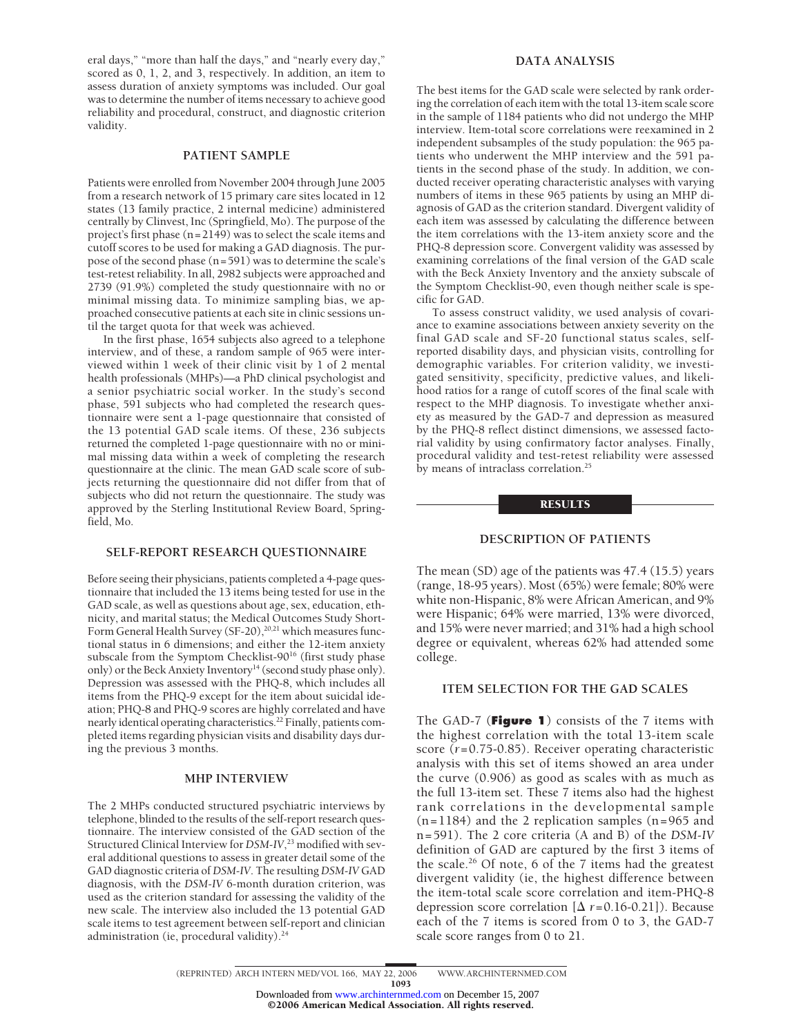eral days," "more than half the days," and "nearly every day," scored as 0, 1, 2, and 3, respectively. In addition, an item to assess duration of anxiety symptoms was included. Our goal was to determine the number of items necessary to achieve good reliability and procedural, construct, and diagnostic criterion validity.

### PATIENT SAMPLE

Patients were enrolled from November 2004 through June 2005 from a research network of 15 primary care sites located in 12 states (13 family practice, 2 internal medicine) administered centrally by Clinvest, Inc (Springfield, Mo). The purpose of the project's first phase (n=2149) was to select the scale items and cutoff scores to be used for making a GAD diagnosis. The purpose of the second phase (n=591) was to determine the scale's test-retest reliability. In all, 2982 subjects were approached and 2739 (91.9%) completed the study questionnaire with no or minimal missing data. To minimize sampling bias, we approached consecutive patients at each site in clinic sessions until the target quota for that week was achieved.

In the first phase, 1654 subjects also agreed to a telephone interview, and of these, a random sample of 965 were interviewed within 1 week of their clinic visit by 1 of 2 mental health professionals (MHPs)—a PhD clinical psychologist and a senior psychiatric social worker. In the study's second phase, 591 subjects who had completed the research questionnaire were sent a 1-page questionnaire that consisted of the 13 potential GAD scale items. Of these, 236 subjects returned the completed 1-page questionnaire with no or minimal missing data within a week of completing the research questionnaire at the clinic. The mean GAD scale score of subjects returning the questionnaire did not differ from that of subjects who did not return the questionnaire. The study was approved by the Sterling Institutional Review Board, Springfield, Mo.

### SELF-REPORT RESEARCH QUESTIONNAIRE

Before seeing their physicians, patients completed a 4-page questionnaire that included the 13 items being tested for use in the GAD scale, as well as questions about age, sex, education, ethnicity, and marital status; the Medical Outcomes Study Short-Form General Health Survey (SF-20),[20,21] which measures functional status in 6 dimensions; and either the 12-item anxiety subscale from the Symptom Checklist-90[16] (first study phase only) or the Beck Anxiety Inventory[14] (second study phase only). Depression was assessed with the PHQ-8, which includes all items from the PHQ-9 except for the item about suicidal ideation; PHQ-8 and PHQ-9 scores are highly correlated and have nearly identical operating characteristics.[22] Finally, patients completed items regarding physician visits and disability days during the previous 3 months.

### MHP INTERVIEW

The 2 MHPs conducted structured psychiatric interviews by telephone, blinded to the results of the self-report research questionnaire. The interview consisted of the GAD section of the Structured Clinical Interview for *DSM-IV*,[23] modified with several additional questions to assess in greater detail some of the GAD diagnostic criteria of *DSM-IV*. The resulting *DSM-IV* GAD diagnosis, with the *DSM-IV* 6-month duration criterion, was used as the criterion standard for assessing the validity of the new scale. The interview also included the 13 potential GAD scale items to test agreement between self-report and clinician administration (ie, procedural validity).[24]

### DATA ANALYSIS

The best items for the GAD scale were selected by rank ordering the correlation of each item with the total 13-item scale score in the sample of 1184 patients who did not undergo the MHP interview. Item-total score correlations were reexamined in 2 independent subsamples of the study population: the 965 patients who underwent the MHP interview and the 591 patients in the second phase of the study. In addition, we conducted receiver operating characteristic analyses with varying numbers of items in these 965 patients by using an MHP diagnosis of GAD as the criterion standard. Divergent validity of each item was assessed by calculating the difference between the item correlations with the 13-item anxiety score and the PHQ-8 depression score. Convergent validity was assessed by examining correlations of the final version of the GAD scale with the Beck Anxiety Inventory and the anxiety subscale of the Symptom Checklist-90, even though neither scale is specific for GAD.

To assess construct validity, we used analysis of covariance to examine associations between anxiety severity on the final GAD scale and SF-20 functional status scales, self-reported disability days, and physician visits, controlling for demographic variables. For criterion validity, we investigated sensitivity, specificity, predictive values, and likelihood ratios for a range of cutoff scores of the final scale with respect to the MHP diagnosis. To investigate whether anxiety as measured by the GAD-7 and depression as measured by the PHQ-8 reflect distinct dimensions, we assessed factorial validity by using confirmatory factor analyses. Finally, procedural validity and test-retest reliability were assessed by means of intraclass correlation.[25]

## RESULTS

### DESCRIPTION OF PATIENTS

The mean (SD) age of the patients was 47.4 (15.5) years (range, 18-95 years). Most (65%) were female; 80% were white non-Hispanic, 8% were African American, and 9% were Hispanic; 64% were married, 13% were divorced, and 15% were never married; and 31% had a high school degree or equivalent, whereas 62% had attended some college.

### ITEM SELECTION FOR THE GAD SCALES

The GAD-7 (**Figure 1**) consists of the 7 items with the highest correlation with the total 13-item scale score ($r$=0.75-0.85). Receiver operating characteristic analysis with this set of items showed an area under the curve (0.906) as good as scales with as much as the full 13-item set. These 7 items also had the highest rank correlations in the developmental sample (n=1184) and the 2 replication samples (n=965 and n=591). The 2 core criteria (A and B) of the *DSM-IV* definition of GAD are captured by the first 3 items of the scale.[26] Of note, 6 of the 7 items had the greatest divergent validity (ie, the highest difference between the item-total scale score correlation and item-PHQ-8 depression score correlation [$\Delta$ $r$=0.16-0.21]). Because each of the 7 items is scored from 0 to 3, the GAD-7 scale score ranges from 0 to 21.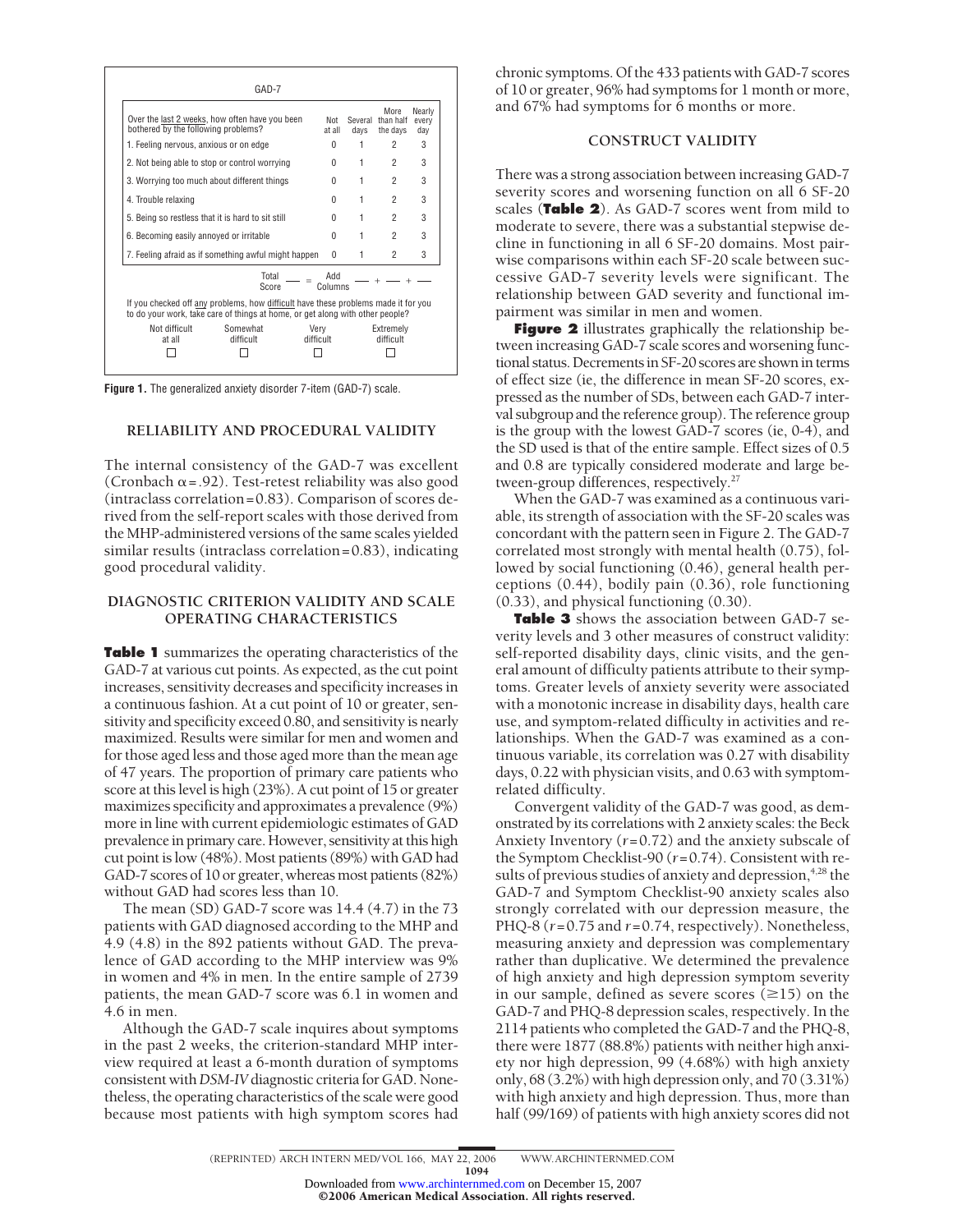GAD-7

| Over the last 2 weeks, how often have you been bothered by the following problems? | Not at all | Several days | More than half the days | Nearly every day |
|---|---|---|---|---|
| 1. Feeling nervous, anxious or on edge | 0 | 1 | 2 | 3 |
| 2. Not being able to stop or control worrying | 0 | 1 | 2 | 3 |
| 3. Worrying too much about different things | 0 | 1 | 2 | 3 |
| 4. Trouble relaxing | 0 | 1 | 2 | 3 |
| 5. Being so restless that it is hard to sit still | 0 | 1 | 2 | 3 |
| 6. Becoming easily annoyed or irritable | 0 | 1 | 2 | 3 |
| 7. Feeling afraid as if something awful might happen | 0 | 1 | 2 | 3 |

Total Score ___ = Add Columns ___ + ___ + ___

If you checked off any problems, how difficult have these problems made it for you to do your work, take care of things at home, or get along with other people?

| Not difficult at all | Somewhat difficult | Very difficult | Extremely difficult |
|---|---|---|---|
| ☐ | ☐ | ☐ | ☐ |

**Figure 1.** The generalized anxiety disorder 7-item (GAD-7) scale.

## RELIABILITY AND PROCEDURAL VALIDITY

The internal consistency of the GAD-7 was excellent (Cronbach $\alpha = .92$). Test-retest reliability was also good (intraclass correlation = 0.83). Comparison of scores derived from the self-report scales with those derived from the MHP-administered versions of the same scales yielded similar results (intraclass correlation = 0.83), indicating good procedural validity.

## DIAGNOSTIC CRITERION VALIDITY AND SCALE OPERATING CHARACTERISTICS

**Table 1** summarizes the operating characteristics of the GAD-7 at various cut points. As expected, as the cut point increases, sensitivity decreases and specificity increases in a continuous fashion. At a cut point of 10 or greater, sensitivity and specificity exceed 0.80, and sensitivity is nearly maximized. Results were similar for men and women and for those aged less and those aged more than the mean age of 47 years. The proportion of primary care patients who score at this level is high (23%). A cut point of 15 or greater maximizes specificity and approximates a prevalence (9%) more in line with current epidemiologic estimates of GAD prevalence in primary care. However, sensitivity at this high cut point is low (48%). Most patients (89%) with GAD had GAD-7 scores of 10 or greater, whereas most patients (82%) without GAD had scores less than 10.

The mean (SD) GAD-7 score was 14.4 (4.7) in the 73 patients with GAD diagnosed according to the MHP and 4.9 (4.8) in the 892 patients without GAD. The prevalence of GAD according to the MHP interview was 9% in women and 4% in men. In the entire sample of 2739 patients, the mean GAD-7 score was 6.1 in women and 4.6 in men.

Although the GAD-7 scale inquires about symptoms in the past 2 weeks, the criterion-standard MHP interview required at least a 6-month duration of symptoms consistent with *DSM-IV* diagnostic criteria for GAD. Nonetheless, the operating characteristics of the scale were good because most patients with high symptom scores had chronic symptoms. Of the 433 patients with GAD-7 scores of 10 or greater, 96% had symptoms for 1 month or more, and 67% had symptoms for 6 months or more.

## CONSTRUCT VALIDITY

There was a strong association between increasing GAD-7 severity scores and worsening function on all 6 SF-20 scales (**Table 2**). As GAD-7 scores went from mild to moderate to severe, there was a substantial stepwise decline in functioning in all 6 SF-20 domains. Most pairwise comparisons within each SF-20 scale between successive GAD-7 severity levels were significant. The relationship between GAD severity and functional impairment was similar in men and women.

**Figure 2** illustrates graphically the relationship between increasing GAD-7 scale scores and worsening functional status. Decrements in SF-20 scores are shown in terms of effect size (ie, the difference in mean SF-20 scores, expressed as the number of SDs, between each GAD-7 interval subgroup and the reference group). The reference group is the group with the lowest GAD-7 scores (ie, 0-4), and the SD used is that of the entire sample. Effect sizes of 0.5 and 0.8 are typically considered moderate and large between-group differences, respectively.[27]

When the GAD-7 was examined as a continuous variable, its strength of association with the SF-20 scales was concordant with the pattern seen in Figure 2. The GAD-7 correlated most strongly with mental health (0.75), followed by social functioning (0.46), general health perceptions (0.44), bodily pain (0.36), role functioning (0.33), and physical functioning (0.30).

**Table 3** shows the association between GAD-7 severity levels and 3 other measures of construct validity: self-reported disability days, clinic visits, and the general amount of difficulty patients attribute to their symptoms. Greater levels of anxiety severity were associated with a monotonic increase in disability days, health care use, and symptom-related difficulty in activities and relationships. When the GAD-7 was examined as a continuous variable, its correlation was 0.27 with disability days, 0.22 with physician visits, and 0.63 with symptom-related difficulty.

Convergent validity of the GAD-7 was good, as demonstrated by its correlations with 2 anxiety scales: the Beck Anxiety Inventory ($r = 0.72$) and the anxiety subscale of the Symptom Checklist-90 ($r = 0.74$). Consistent with results of previous studies of anxiety and depression,[4,28] the GAD-7 and Symptom Checklist-90 anxiety scales also strongly correlated with our depression measure, the PHQ-8 ($r = 0.75$ and $r = 0.74$, respectively). Nonetheless, measuring anxiety and depression was complementary rather than duplicative. We determined the prevalence of high anxiety and high depression symptom severity in our sample, defined as severe scores ($\geq 15$) on the GAD-7 and PHQ-8 depression scales, respectively. In the 2114 patients who completed the GAD-7 and the PHQ-8, there were 1877 (88.8%) patients with neither high anxiety nor high depression, 99 (4.68%) with high anxiety only, 68 (3.2%) with high depression only, and 70 (3.31%) with high anxiety and high depression. Thus, more than half (99/169) of patients with high anxiety scores did not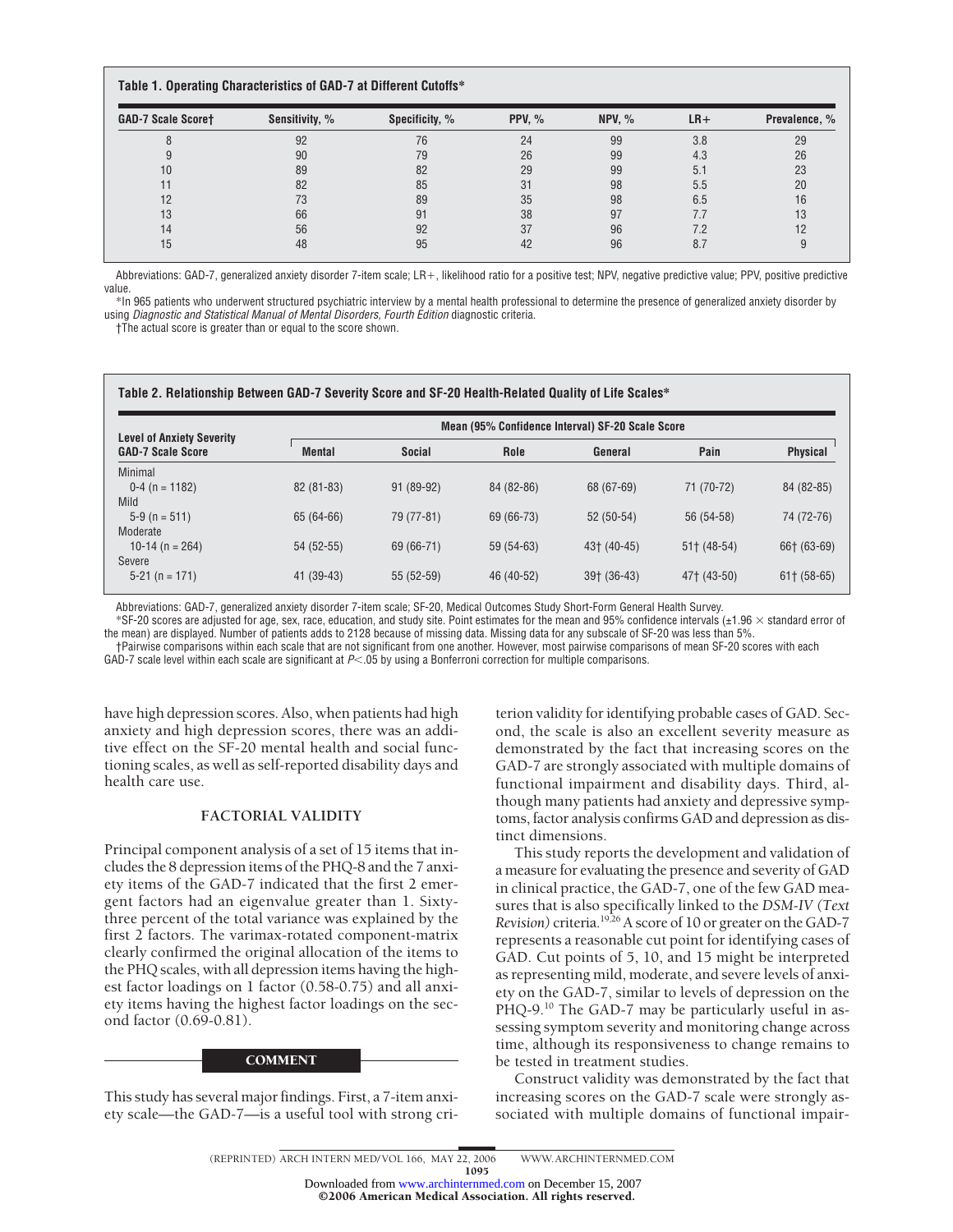**Table 1. Operating Characteristics of GAD-7 at Different Cutoffs***

| GAD-7 Scale Score† | Sensitivity, % | Specificity, % | PPV, % | NPV, % | LR+ | Prevalence, % |
|---|---|---|---|---|---|---|
| 8 | 92 | 76 | 24 | 99 | 3.8 | 29 |
| 9 | 90 | 79 | 26 | 99 | 4.3 | 26 |
| 10 | 89 | 82 | 29 | 99 | 5.1 | 23 |
| 11 | 82 | 85 | 31 | 98 | 5.5 | 20 |
| 12 | 73 | 89 | 35 | 98 | 6.5 | 16 |
| 13 | 66 | 91 | 38 | 97 | 7.7 | 13 |
| 14 | 56 | 92 | 37 | 96 | 7.2 | 12 |
| 15 | 48 | 95 | 42 | 96 | 8.7 | 9 |

Abbreviations: GAD-7, generalized anxiety disorder 7-item scale; LR+, likelihood ratio for a positive test; NPV, negative predictive value; PPV, positive predictive value.

*In 965 patients who underwent structured psychiatric interview by a mental health professional to determine the presence of generalized anxiety disorder by using *Diagnostic and Statistical Manual of Mental Disorders, Fourth Edition* diagnostic criteria.

†The actual score is greater than or equal to the score shown.

**Table 2. Relationship Between GAD-7 Severity Score and SF-20 Health-Related Quality of Life Scales***

| Level of Anxiety Severity GAD-7 Scale Score | Mean (95% Confidence Interval) SF-20 Scale Score | | | | | |
|---|---|---|---|---|---|---|
| | Mental | Social | Role | General | Pain | Physical |
| Minimal 0-4 (n = 1182) | 82 (81-83) | 91 (89-92) | 84 (82-86) | 68 (67-69) | 71 (70-72) | 84 (82-85) |
| Mild 5-9 (n = 511) | 65 (64-66) | 79 (77-81) | 69 (66-73) | 52 (50-54) | 56 (54-58) | 74 (72-76) |
| Moderate 10-14 (n = 264) | 54 (52-55) | 69 (66-71) | 59 (54-63) | 43† (40-45) | 51† (48-54) | 66† (63-69) |
| Severe 5-21 (n = 171) | 41 (39-43) | 55 (52-59) | 46 (40-52) | 39† (36-43) | 47† (43-50) | 61† (58-65) |

Abbreviations: GAD-7, generalized anxiety disorder 7-item scale; SF-20, Medical Outcomes Study Short-Form General Health Survey.

*SF-20 scores are adjusted for age, sex, race, education, and study site. Point estimates for the mean and 95% confidence intervals (±1.96 × standard error of the mean) are displayed. Number of patients adds to 2128 because of missing data. Missing data for any subscale of SF-20 was less than 5%.

†Pairwise comparisons within each scale that are not significant from one another. However, most pairwise comparisons of mean SF-20 scores with each GAD-7 scale level within each scale are significant at $P<.05$ by using a Bonferroni correction for multiple comparisons.

have high depression scores. Also, when patients had high anxiety and high depression scores, there was an additive effect on the SF-20 mental health and social functioning scales, as well as self-reported disability days and health care use.

### FACTORIAL VALIDITY

Principal component analysis of a set of 15 items that includes the 8 depression items of the PHQ-8 and the 7 anxiety items of the GAD-7 indicated that the first 2 emergent factors had an eigenvalue greater than 1. Sixty-three percent of the total variance was explained by the first 2 factors. The varimax-rotated component-matrix clearly confirmed the original allocation of the items to the PHQ scales, with all depression items having the highest factor loadings on 1 factor (0.58-0.75) and all anxiety items having the highest factor loadings on the second factor (0.69-0.81).

## COMMENT

This study has several major findings. First, a 7-item anxiety scale—the GAD-7—is a useful tool with strong criterion validity for identifying probable cases of GAD. Second, the scale is also an excellent severity measure as demonstrated by the fact that increasing scores on the GAD-7 are strongly associated with multiple domains of functional impairment and disability days. Third, although many patients had anxiety and depressive symptoms, factor analysis confirms GAD and depression as distinct dimensions.

This study reports the development and validation of a measure for evaluating the presence and severity of GAD in clinical practice, the GAD-7, one of the few GAD measures that is also specifically linked to the *DSM-IV (Text Revision)* criteria.[19,26] A score of 10 or greater on the GAD-7 represents a reasonable cut point for identifying cases of GAD. Cut points of 5, 10, and 15 might be interpreted as representing mild, moderate, and severe levels of anxiety on the GAD-7, similar to levels of depression on the PHQ-9.[10] The GAD-7 may be particularly useful in assessing symptom severity and monitoring change across time, although its responsiveness to change remains to be tested in treatment studies.

Construct validity was demonstrated by the fact that increasing scores on the GAD-7 scale were strongly associated with multiple domains of functional impair-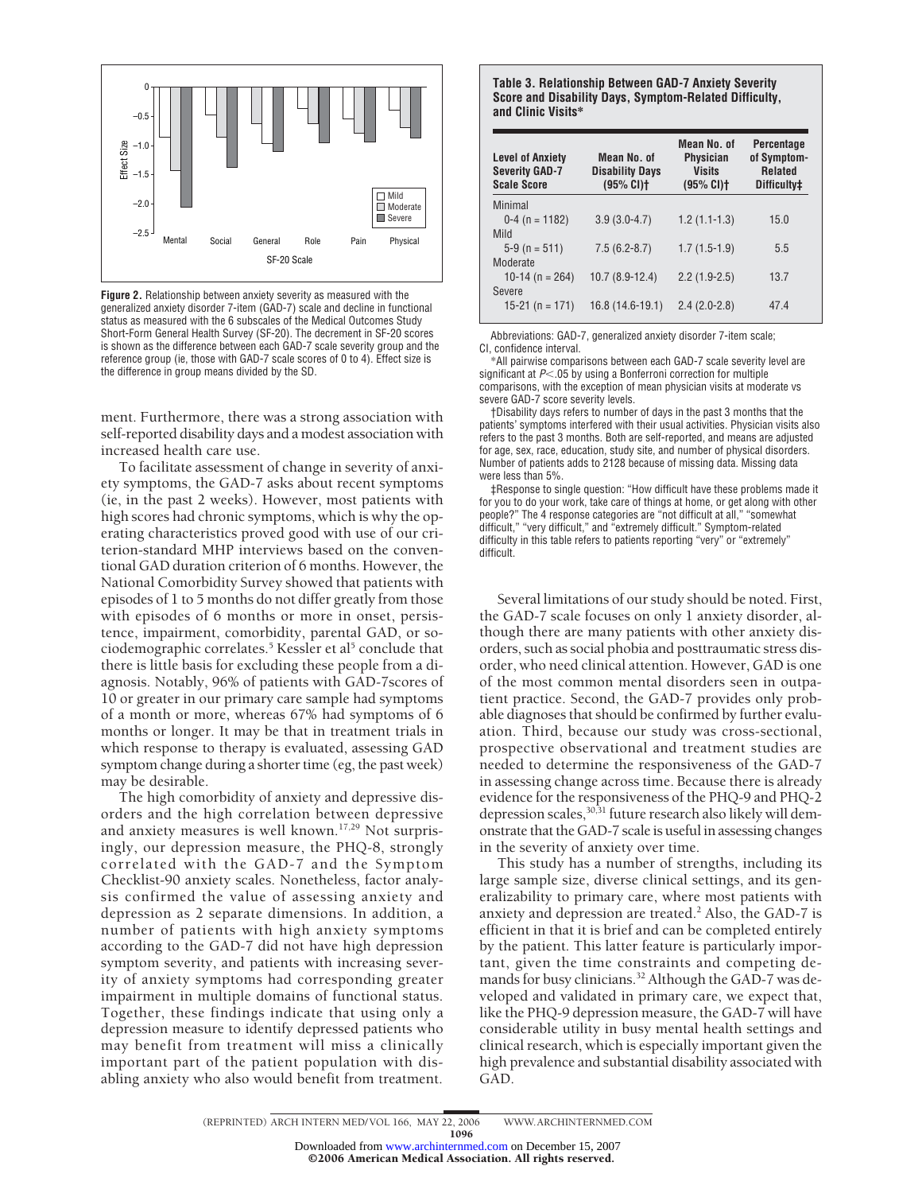**Figure 2.** Relationship between anxiety severity as measured with the generalized anxiety disorder 7-item (GAD-7) scale and decline in functional status as measured with the 6 subscales of the Medical Outcomes Study Short-Form General Health Survey (SF-20). The decrement in SF-20 scores is shown as the difference between each GAD-7 scale severity group and the reference group (ie, those with GAD-7 scale scores of 0 to 4). Effect size is the difference in group means divided by the SD.

ment. Furthermore, there was a strong association with self-reported disability days and a modest association with increased health care use.

To facilitate assessment of change in severity of anxiety symptoms, the GAD-7 asks about recent symptoms (ie, in the past 2 weeks). However, most patients with high scores had chronic symptoms, which is why the operating characteristics proved good with use of our criterion-standard MHP interviews based on the conventional GAD duration criterion of 6 months. However, the National Comorbidity Survey showed that patients with episodes of 1 to 5 months do not differ greatly from those with episodes of 6 months or more in onset, persistence, impairment, comorbidity, parental GAD, or sociodemographic correlates.[5] Kessler et al[5] conclude that there is little basis for excluding these people from a diagnosis. Notably, 96% of patients with GAD-7scores of 10 or greater in our primary care sample had symptoms of a month or more, whereas 67% had symptoms of 6 months or longer. It may be that in treatment trials in which response to therapy is evaluated, assessing GAD symptom change during a shorter time (eg, the past week) may be desirable.

The high comorbidity of anxiety and depressive disorders and the high correlation between depressive and anxiety measures is well known.[17,29] Not surprisingly, our depression measure, the PHQ-8, strongly correlated with the GAD-7 and the Symptom Checklist-90 anxiety scales. Nonetheless, factor analysis confirmed the value of assessing anxiety and depression as 2 separate dimensions. In addition, a number of patients with high anxiety symptoms according to the GAD-7 did not have high depression symptom severity, and patients with increasing severity of anxiety symptoms had corresponding greater impairment in multiple domains of functional status. Together, these findings indicate that using only a depression measure to identify depressed patients who may benefit from treatment will miss a clinically important part of the patient population with disabling anxiety who also would benefit from treatment.

**Table 3. Relationship Between GAD-7 Anxiety Severity Score and Disability Days, Symptom-Related Difficulty, and Clinic Visits***

| Level of Anxiety Severity GAD-7 Scale Score | Mean No. of Disability Days (95% CI)† | Mean No. of Physician Visits (95% CI)† | Percentage of Symptom-Related Difficulty‡ |
|---|---|---|---|
| Minimal | | | |
| 0-4 (n = 1182) | 3.9 (3.0-4.7) | 1.2 (1.1-1.3) | 15.0 |
| Mild | | | |
| 5-9 (n = 511) | 7.5 (6.2-8.7) | 1.7 (1.5-1.9) | 5.5 |
| Moderate | | | |
| 10-14 (n = 264) | 10.7 (8.9-12.4) | 2.2 (1.9-2.5) | 13.7 |
| Severe | | | |
| 15-21 (n = 171) | 16.8 (14.6-19.1) | 2.4 (2.0-2.8) | 47.4 |

Abbreviations: GAD-7, generalized anxiety disorder 7-item scale; CI, confidence interval.

*All pairwise comparisons between each GAD-7 scale severity level are significant at $P<.05$ by using a Bonferroni correction for multiple comparisons, with the exception of mean physician visits at moderate vs severe GAD-7 score severity levels.

†Disability days refers to number of days in the past 3 months that the patients' symptoms interfered with their usual activities. Physician visits also refers to the past 3 months. Both are self-reported, and means are adjusted for age, sex, race, education, study site, and number of physical disorders. Number of patients adds to 2128 because of missing data. Missing data were less than 5%.

‡Response to single question: "How difficult have these problems made it for you to do your work, take care of things at home, or get along with other people?" The 4 response categories are "not difficult at all," "somewhat difficult," "very difficult," and "extremely difficult." Symptom-related difficulty in this table refers to patients reporting "very" or "extremely" difficult.

Several limitations of our study should be noted. First, the GAD-7 scale focuses on only 1 anxiety disorder, although there are many patients with other anxiety disorders, such as social phobia and posttraumatic stress disorder, who need clinical attention. However, GAD is one of the most common mental disorders seen in outpatient practice. Second, the GAD-7 provides only probable diagnoses that should be confirmed by further evaluation. Third, because our study was cross-sectional, prospective observational and treatment studies are needed to determine the responsiveness of the GAD-7 in assessing change across time. Because there is already evidence for the responsiveness of the PHQ-9 and PHQ-2 depression scales,[30,31] future research also likely will demonstrate that the GAD-7 scale is useful in assessing changes in the severity of anxiety over time.

This study has a number of strengths, including its large sample size, diverse clinical settings, and its generalizability to primary care, where most patients with anxiety and depression are treated.[2] Also, the GAD-7 is efficient in that it is brief and can be completed entirely by the patient. This latter feature is particularly important, given the time constraints and competing demands for busy clinicians.[32] Although the GAD-7 was developed and validated in primary care, we expect that, like the PHQ-9 depression measure, the GAD-7 will have considerable utility in busy mental health settings and clinical research, which is especially important given the high prevalence and substantial disability associated with GAD.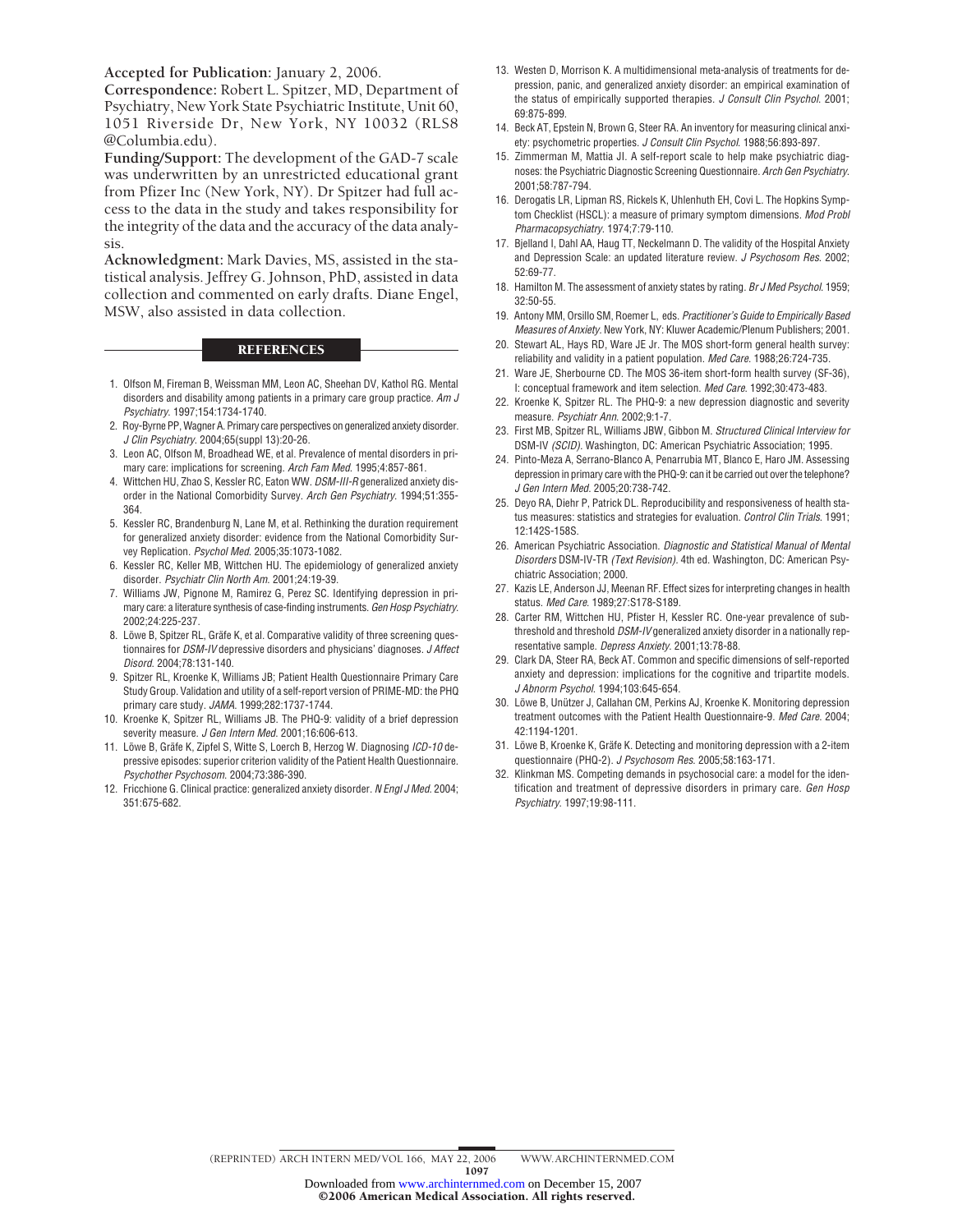**Accepted for Publication:** January 2, 2006.

**Correspondence:** Robert L. Spitzer, MD, Department of Psychiatry, New York State Psychiatric Institute, Unit 60, 1051 Riverside Dr, New York, NY 10032 (RLS8@Columbia.edu).

**Funding/Support:** The development of the GAD-7 scale was underwritten by an unrestricted educational grant from Pfizer Inc (New York, NY). Dr Spitzer had full access to the data in the study and takes responsibility for the integrity of the data and the accuracy of the data analysis.

**Acknowledgment:** Mark Davies, MS, assisted in the statistical analysis. Jeffrey G. Johnson, PhD, assisted in data collection and commented on early drafts. Diane Engel, MSW, also assisted in data collection.

## REFERENCES

1. Olfson M, Fireman B, Weissman MM, Leon AC, Sheehan DV, Kathol RG. Mental disorders and disability among patients in a primary care group practice. *Am J Psychiatry*. 1997;154:1734-1740.
2. Roy-Byrne PP, Wagner A. Primary care perspectives on generalized anxiety disorder. *J Clin Psychiatry*. 2004;65(suppl 13):20-26.
3. Leon AC, Olfson M, Broadhead WE, et al. Prevalence of mental disorders in primary care: implications for screening. *Arch Fam Med*. 1995;4:857-861.
4. Wittchen HU, Zhao S, Kessler RC, Eaton WW. *DSM-III-R* generalized anxiety disorder in the National Comorbidity Survey. *Arch Gen Psychiatry*. 1994;51:355-364.
5. Kessler RC, Brandenburg N, Lane M, et al. Rethinking the duration requirement for generalized anxiety disorder: evidence from the National Comorbidity Survey Replication. *Psychol Med*. 2005;35:1073-1082.
6. Kessler RC, Keller MB, Wittchen HU. The epidemiology of generalized anxiety disorder. *Psychiatr Clin North Am*. 2001;24:19-39.
7. Williams JW, Pignone M, Ramirez G, Perez SC. Identifying depression in primary care: a literature synthesis of case-finding instruments. *Gen Hosp Psychiatry*. 2002;24:225-237.
8. Löwe B, Spitzer RL, Gräfe K, et al. Comparative validity of three screening questionnaires for *DSM-IV* depressive disorders and physicians' diagnoses. *J Affect Disord*. 2004;78:131-140.
9. Spitzer RL, Kroenke K, Williams JB; Patient Health Questionnaire Primary Care Study Group. Validation and utility of a self-report version of PRIME-MD: the PHQ primary care study. *JAMA*. 1999;282:1737-1744.
10. Kroenke K, Spitzer RL, Williams JB. The PHQ-9: validity of a brief depression severity measure. *J Gen Intern Med*. 2001;16:606-613.
11. Löwe B, Gräfe K, Zipfel S, Witte S, Loerch B, Herzog W. Diagnosing *ICD-10* depressive episodes: superior criterion validity of the Patient Health Questionnaire. *Psychother Psychosom*. 2004;73:386-390.
12. Fricchione G. Clinical practice: generalized anxiety disorder. *N Engl J Med*. 2004;351:675-682.
13. Westen D, Morrison K. A multidimensional meta-analysis of treatments for depression, panic, and generalized anxiety disorder: an empirical examination of the status of empirically supported therapies. *J Consult Clin Psychol*. 2001;69:875-899.
14. Beck AT, Epstein N, Brown G, Steer RA. An inventory for measuring clinical anxiety: psychometric properties. *J Consult Clin Psychol*. 1988;56:893-897.
15. Zimmerman M, Mattia JI. A self-report scale to help make psychiatric diagnoses: the Psychiatric Diagnostic Screening Questionnaire. *Arch Gen Psychiatry*. 2001;58:787-794.
16. Derogatis LR, Lipman RS, Rickels K, Uhlenhuth EH, Covi L. The Hopkins Symptom Checklist (HSCL): a measure of primary symptom dimensions. *Mod Probl Pharmacopsychiatry*. 1974;7:79-110.
17. Bjelland I, Dahl AA, Haug TT, Neckelmann D. The validity of the Hospital Anxiety and Depression Scale: an updated literature review. *J Psychosom Res*. 2002;52:69-77.
18. Hamilton M. The assessment of anxiety states by rating. *Br J Med Psychol*. 1959;32:50-55.
19. Antony MM, Orsillo SM, Roemer L, eds. *Practitioner's Guide to Empirically Based Measures of Anxiety*. New York, NY: Kluwer Academic/Plenum Publishers; 2001.
20. Stewart AL, Hays RD, Ware JE Jr. The MOS short-form general health survey: reliability and validity in a patient population. *Med Care*. 1988;26:724-735.
21. Ware JE, Sherbourne CD. The MOS 36-item short-form health survey (SF-36), I: conceptual framework and item selection. *Med Care*. 1992;30:473-483.
22. Kroenke K, Spitzer RL. The PHQ-9: a new depression diagnostic and severity measure. *Psychiatr Ann*. 2002;9:1-7.
23. First MB, Spitzer RL, Williams JBW, Gibbon M. *Structured Clinical Interview for* DSM-IV *(SCID)*. Washington, DC: American Psychiatric Association; 1995.
24. Pinto-Meza A, Serrano-Blanco A, Penarrubia MT, Blanco E, Haro JM. Assessing depression in primary care with the PHQ-9: can it be carried out over the telephone? *J Gen Intern Med*. 2005;20:738-742.
25. Deyo RA, Diehr P, Patrick DL. Reproducibility and responsiveness of health status measures: statistics and strategies for evaluation. *Control Clin Trials*. 1991;12:142S-158S.
26. American Psychiatric Association. *Diagnostic and Statistical Manual of Mental Disorders* DSM-IV-TR *(Text Revision)*. 4th ed. Washington, DC: American Psychiatric Association; 2000.
27. Kazis LE, Anderson JJ, Meenan RF. Effect sizes for interpreting changes in health status. *Med Care*. 1989;27:S178-S189.
28. Carter RM, Wittchen HU, Pfister H, Kessler RC. One-year prevalence of subthreshold and threshold *DSM-IV* generalized anxiety disorder in a nationally representative sample. *Depress Anxiety*. 2001;13:78-88.
29. Clark DA, Steer RA, Beck AT. Common and specific dimensions of self-reported anxiety and depression: implications for the cognitive and tripartite models. *J Abnorm Psychol*. 1994;103:645-654.
30. Löwe B, Unützer J, Callahan CM, Perkins AJ, Kroenke K. Monitoring depression treatment outcomes with the Patient Health Questionnaire-9. *Med Care*. 2004;42:1194-1201.
31. Löwe B, Kroenke K, Gräfe K. Detecting and monitoring depression with a 2-item questionnaire (PHQ-2). *J Psychosom Res*. 2005;58:163-171.
32. Klinkman MS. Competing demands in psychosocial care: a model for the identification and treatment of depressive disorders in primary care. *Gen Hosp Psychiatry*. 1997;19:98-111.